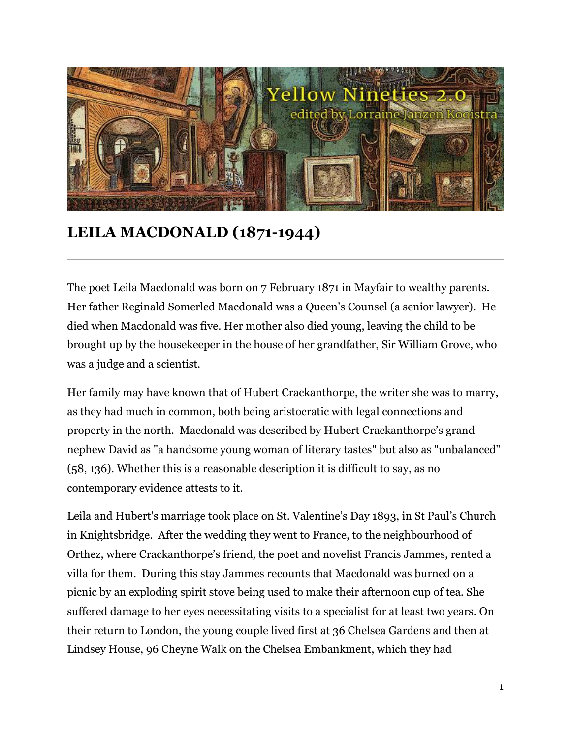# LEILA MACDONALD (1871-1944)

The poet Leila Macdonald was born on 7 February 1871 in Mayfair to wealthy parents. Her father Reginald Somerled Macdonald was a Queen's Counsel (a senior lawyer). He died when Macdonald was five. Her mother also died young, leaving the child to be brought up by the housekeeper in the house of her grandfather, Sir William Grove, who was a judge and a scientist.

Her family may have known that of Hubert Crackanthorpe, the writer she was to marry, as they had much in common, both being aristocratic with legal connections and property in the north. Macdonald was described by Hubert Crackanthorpe's grand-nephew David as "a handsome young woman of literary tastes" but also as "unbalanced" (58, 136). Whether this is a reasonable description it is difficult to say, as no contemporary evidence attests to it.

Leila and Hubert's marriage took place on St. Valentine's Day 1893, in St Paul's Church in Knightsbridge. After the wedding they went to France, to the neighbourhood of Orthez, where Crackanthorpe's friend, the poet and novelist Francis Jammes, rented a villa for them. During this stay Jammes recounts that Macdonald was burned on a picnic by an exploding spirit stove being used to make their afternoon cup of tea. She suffered damage to her eyes necessitating visits to a specialist for at least two years. On their return to London, the young couple lived first at 36 Chelsea Gardens and then at Lindsey House, 96 Cheyne Walk on the Chelsea Embankment, which they had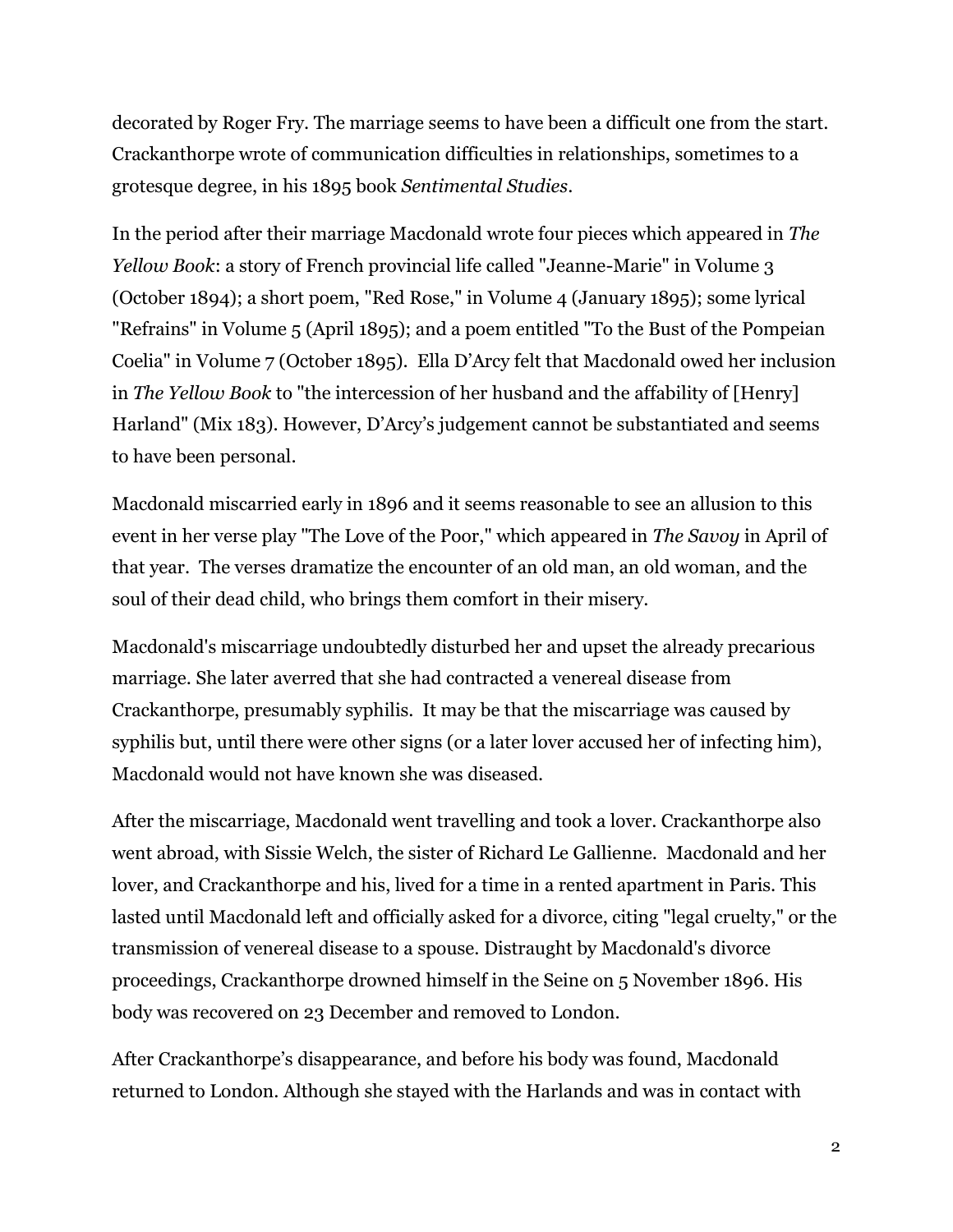decorated by Roger Fry. The marriage seems to have been a difficult one from the start. Crackanthorpe wrote of communication difficulties in relationships, sometimes to a grotesque degree, in his 1895 book *Sentimental Studies*.

In the period after their marriage Macdonald wrote four pieces which appeared in *The Yellow Book*: a story of French provincial life called "Jeanne-Marie" in Volume 3 (October 1894); a short poem, "Red Rose," in Volume 4 (January 1895); some lyrical "Refrains" in Volume 5 (April 1895); and a poem entitled "To the Bust of the Pompeian Coelia" in Volume 7 (October 1895). Ella D'Arcy felt that Macdonald owed her inclusion in *The Yellow Book* to "the intercession of her husband and the affability of [Henry] Harland" (Mix 183). However, D'Arcy's judgement cannot be substantiated and seems to have been personal.

Macdonald miscarried early in 1896 and it seems reasonable to see an allusion to this event in her verse play "The Love of the Poor," which appeared in *The Savoy* in April of that year. The verses dramatize the encounter of an old man, an old woman, and the soul of their dead child, who brings them comfort in their misery.

Macdonald's miscarriage undoubtedly disturbed her and upset the already precarious marriage. She later averred that she had contracted a venereal disease from Crackanthorpe, presumably syphilis. It may be that the miscarriage was caused by syphilis but, until there were other signs (or a later lover accused her of infecting him), Macdonald would not have known she was diseased.

After the miscarriage, Macdonald went travelling and took a lover. Crackanthorpe also went abroad, with Sissie Welch, the sister of Richard Le Gallienne. Macdonald and her lover, and Crackanthorpe and his, lived for a time in a rented apartment in Paris. This lasted until Macdonald left and officially asked for a divorce, citing "legal cruelty," or the transmission of venereal disease to a spouse. Distraught by Macdonald's divorce proceedings, Crackanthorpe drowned himself in the Seine on 5 November 1896. His body was recovered on 23 December and removed to London.

After Crackanthorpe's disappearance, and before his body was found, Macdonald returned to London. Although she stayed with the Harlands and was in contact with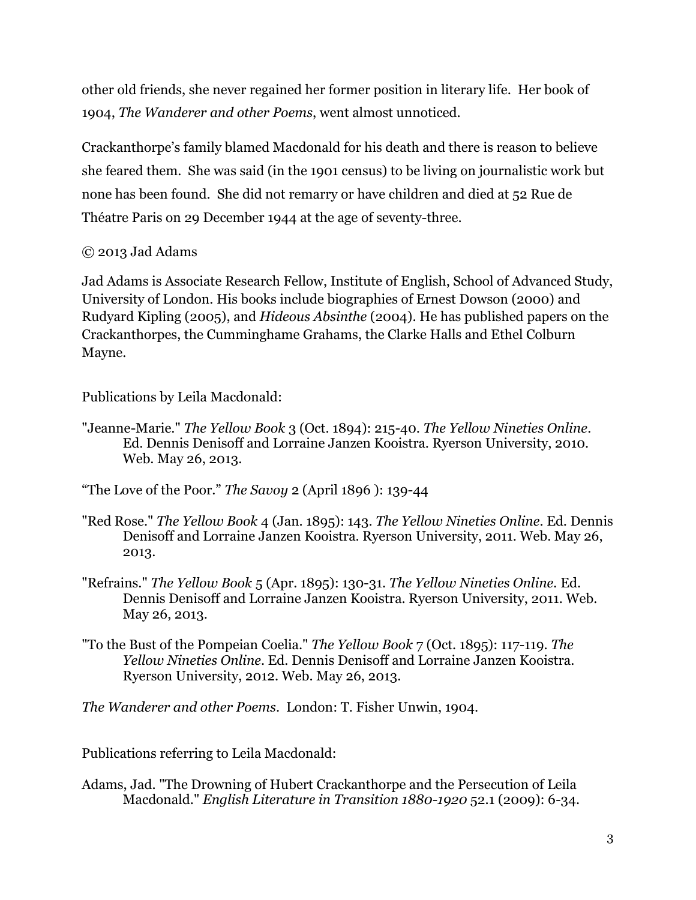other old friends, she never regained her former position in literary life. Her book of 1904, *The Wanderer and other Poems*, went almost unnoticed.

Crackanthorpe's family blamed Macdonald for his death and there is reason to believe she feared them. She was said (in the 1901 census) to be living on journalistic work but none has been found. She did not remarry or have children and died at 52 Rue de Théatre Paris on 29 December 1944 at the age of seventy-three.

© 2013 Jad Adams

Jad Adams is Associate Research Fellow, Institute of English, School of Advanced Study, University of London. His books include biographies of Ernest Dowson (2000) and Rudyard Kipling (2005), and *Hideous Absinthe* (2004). He has published papers on the Crackanthorpes, the Cumminghame Grahams, the Clarke Halls and Ethel Colburn Mayne.

Publications by Leila Macdonald:

"Jeanne-Marie." *The Yellow Book* 3 (Oct. 1894): 215-40. *The Yellow Nineties Online*. Ed. Dennis Denisoff and Lorraine Janzen Kooistra. Ryerson University, 2010. Web. May 26, 2013.

"The Love of the Poor." *The Savoy* 2 (April 1896 ): 139-44

"Red Rose." *The Yellow Book* 4 (Jan. 1895): 143. *The Yellow Nineties Online*. Ed. Dennis Denisoff and Lorraine Janzen Kooistra. Ryerson University, 2011. Web. May 26, 2013.

"Refrains." *The Yellow Book* 5 (Apr. 1895): 130-31. *The Yellow Nineties Online*. Ed. Dennis Denisoff and Lorraine Janzen Kooistra. Ryerson University, 2011. Web. May 26, 2013.

"To the Bust of the Pompeian Coelia." *The Yellow Book* 7 (Oct. 1895): 117-119. *The Yellow Nineties Online*. Ed. Dennis Denisoff and Lorraine Janzen Kooistra. Ryerson University, 2012. Web. May 26, 2013.

*The Wanderer and other Poems*. London: T. Fisher Unwin, 1904.

Publications referring to Leila Macdonald:

Adams, Jad. "The Drowning of Hubert Crackanthorpe and the Persecution of Leila Macdonald." *English Literature in Transition 1880-1920* 52.1 (2009): 6-34.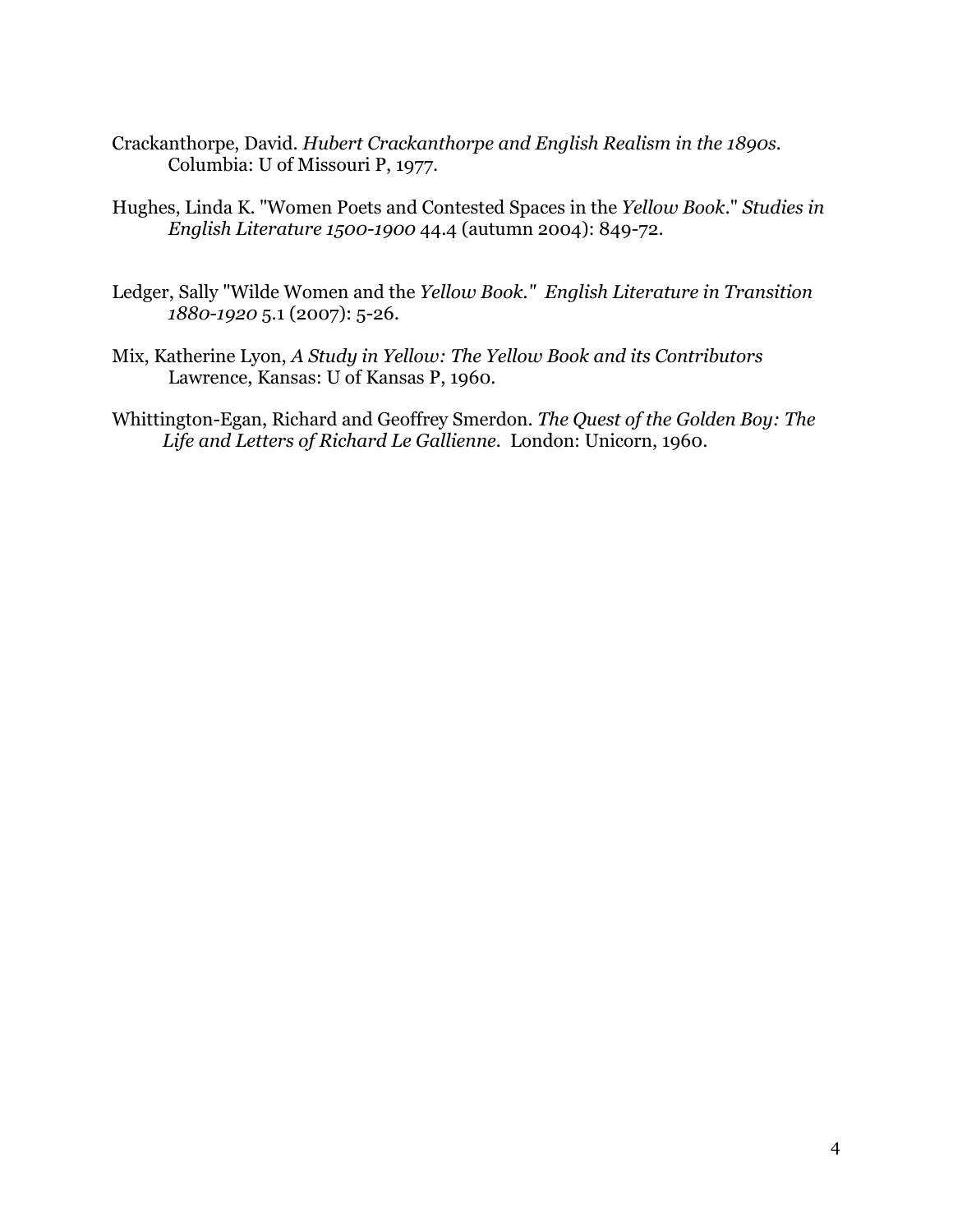Crackanthorpe, David. *Hubert Crackanthorpe and English Realism in the 1890s*. Columbia: U of Missouri P, 1977.

Hughes, Linda K. "Women Poets and Contested Spaces in the *Yellow Book*." *Studies in English Literature 1500-1900* 44.4 (autumn 2004): 849-72.

Ledger, Sally "Wilde Women and the *Yellow Book*." *English Literature in Transition 1880-1920* 5.1 (2007): 5-26.

Mix, Katherine Lyon, *A Study in Yellow: The Yellow Book and its Contributors* Lawrence, Kansas: U of Kansas P, 1960.

Whittington-Egan, Richard and Geoffrey Smerdon. *The Quest of the Golden Boy: The Life and Letters of Richard Le Gallienne*. London: Unicorn, 1960.